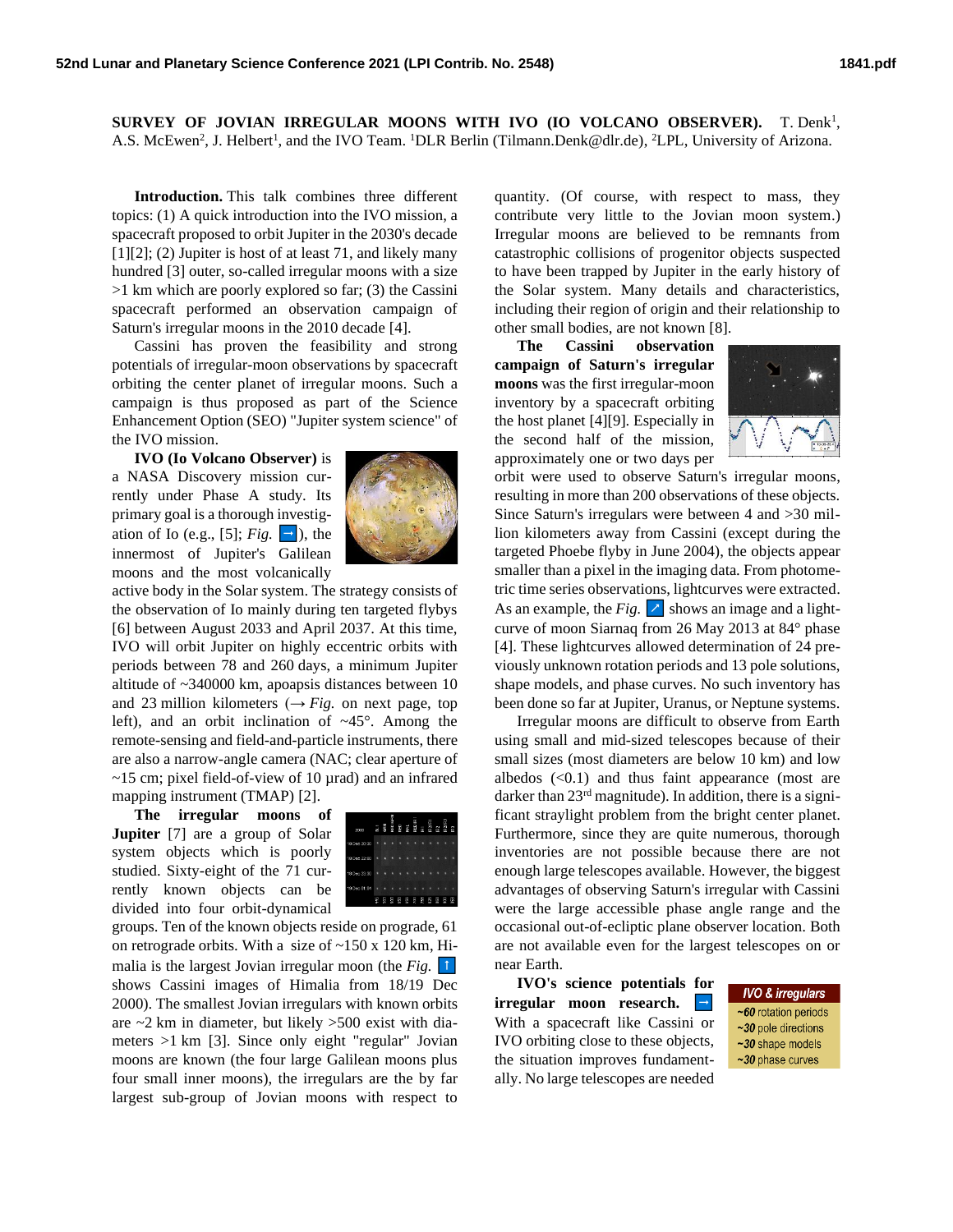**SURVEY OF JOVIAN IRREGULAR MOONS WITH IVO (IO VOLCANO OBSERVER).** T. Denk[1], A.S. McEwen[2], J. Helbert[1], and the IVO Team. [1]DLR Berlin (Tilmann.Denk@dlr.de), [2]LPL, University of Arizona.

**Introduction.** This talk combines three different topics: (1) A quick introduction into the IVO mission, a spacecraft proposed to orbit Jupiter in the 2030's decade [1][2]; (2) Jupiter is host of at least 71, and likely many hundred [3] outer, so-called irregular moons with a size >1 km which are poorly explored so far; (3) the Cassini spacecraft performed an observation campaign of Saturn's irregular moons in the 2010 decade [4].

Cassini has proven the feasibility and strong potentials of irregular-moon observations by spacecraft orbiting the center planet of irregular moons. Such a campaign is thus proposed as part of the Science Enhancement Option (SEO) "Jupiter system science" of the IVO mission.

**IVO (Io Volcano Observer)** is a NASA Discovery mission currently under Phase A study. Its primary goal is a thorough investigation of Io (e.g., [5]; *Fig.* →), the innermost of Jupiter's Galilean moons and the most volcanically active body in the Solar system. The strategy consists of the observation of Io mainly during ten targeted flybys [6] between August 2033 and April 2037. At this time, IVO will orbit Jupiter on highly eccentric orbits with periods between 78 and 260 days, a minimum Jupiter altitude of ~340000 km, apoapsis distances between 10 and 23 million kilometers (→ *Fig.* on next page, top left), and an orbit inclination of ~45°. Among the remote-sensing and field-and-particle instruments, there are also a narrow-angle camera (NAC; clear aperture of ~15 cm; pixel field-of-view of 10 µrad) and an infrared mapping instrument (TMAP) [2].

**The irregular moons of Jupiter** [7] are a group of Solar system objects which is poorly studied. Sixty-eight of the 71 currently known objects can be divided into four orbit-dynamical groups. Ten of the known objects reside on prograde, 61 on retrograde orbits. With a size of ~150 x 120 km, Himalia is the largest Jovian irregular moon (the *Fig.* ↑ shows Cassini images of Himalia from 18/19 Dec 2000). The smallest Jovian irregulars with known orbits are ~2 km in diameter, but likely >500 exist with diameters >1 km [3]. Since only eight "regular" Jovian moons are known (the four large Galilean moons plus four small inner moons), the irregulars are the by far largest sub-group of Jovian moons with respect to quantity. (Of course, with respect to mass, they contribute very little to the Jovian moon system.) Irregular moons are believed to be remnants from catastrophic collisions of progenitor objects suspected to have been trapped by Jupiter in the early history of the Solar system. Many details and characteristics, including their region of origin and their relationship to other small bodies, are not known [8].

**The Cassini observation campaign of Saturn's irregular moons** was the first irregular-moon inventory by a spacecraft orbiting the host planet [4][9]. Especially in the second half of the mission, approximately one or two days per orbit were used to observe Saturn's irregular moons, resulting in more than 200 observations of these objects. Since Saturn's irregulars were between 4 and >30 million kilometers away from Cassini (except during the targeted Phoebe flyby in June 2004), the objects appear smaller than a pixel in the imaging data. From photometric time series observations, lightcurves were extracted. As an example, the *Fig.* ↗ shows an image and a lightcurve of moon Siarnaq from 26 May 2013 at 84° phase [4]. These lightcurves allowed determination of 24 previously unknown rotation periods and 13 pole solutions, shape models, and phase curves. No such inventory has been done so far at Jupiter, Uranus, or Neptune systems.

Irregular moons are difficult to observe from Earth using small and mid-sized telescopes because of their small sizes (most diameters are below 10 km) and low albedos (<0.1) and thus faint appearance (most are darker than 23rd magnitude). In addition, there is a significant straylight problem from the bright center planet. Furthermore, since they are quite numerous, thorough inventories are not possible because there are not enough large telescopes available. However, the biggest advantages of observing Saturn's irregular with Cassini were the large accessible phase angle range and the occasional out-of-ecliptic plane observer location. Both are not available even for the largest telescopes on or near Earth.

**IVO's science potentials for irregular moon research.** → With a spacecraft like Cassini or IVO orbiting close to these objects, the situation improves fundamentally. No large telescopes are needed

| IVO & irregulars |
|---|
| ~60 rotation periods |
| ~30 pole directions |
| ~30 shape models |
| ~30 phase curves |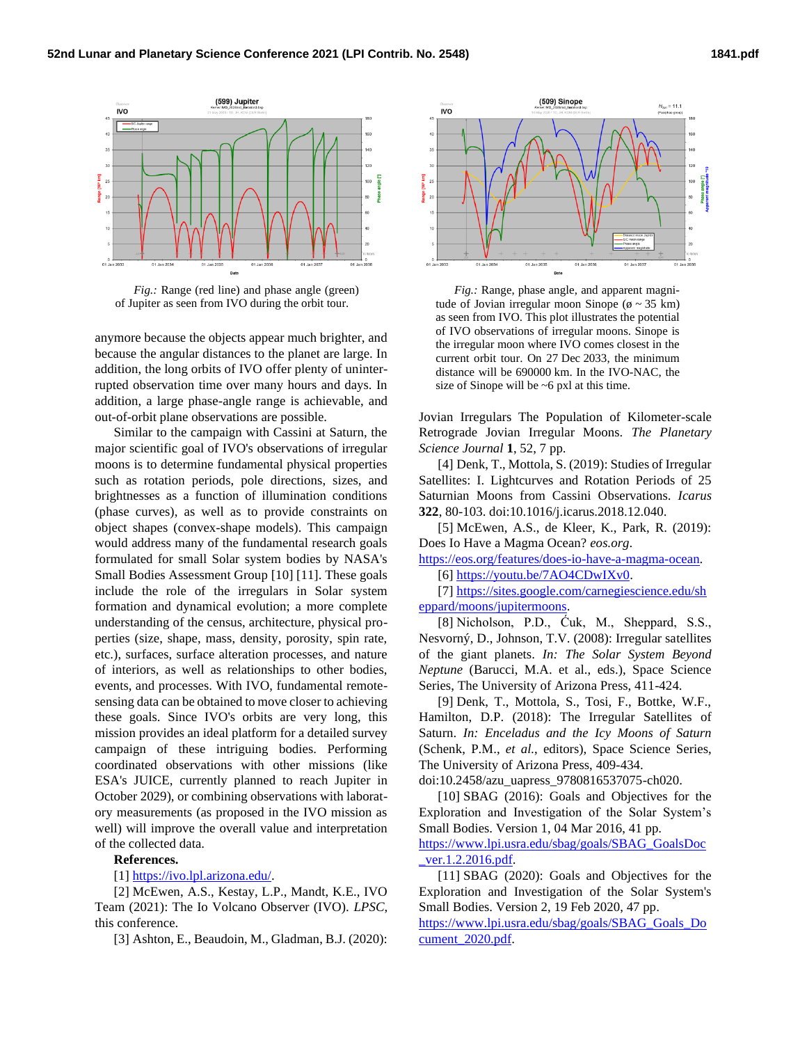(599) Jupiter

IVO

Fig.: Range (red line) and phase angle (green) of Jupiter as seen from IVO during the orbit tour.

(509) Sinope

IVO

Fig.: Range, phase angle, and apparent magnitude of Jovian irregular moon Sinope (ø ~ 35 km) as seen from IVO. This plot illustrates the potential of IVO observations of irregular moons. Sinope is the irregular moon where IVO comes closest in the current orbit tour. On 27 Dec 2033, the minimum distance will be 690000 km. In the IVO-NAC, the size of Sinope will be ~6 pxl at this time.

anymore because the objects appear much brighter, and because the angular distances to the planet are large. In addition, the long orbits of IVO offer plenty of uninterrupted observation time over many hours and days. In addition, a large phase-angle range is achievable, and out-of-orbit plane observations are possible.

Similar to the campaign with Cassini at Saturn, the major scientific goal of IVO's observations of irregular moons is to determine fundamental physical properties such as rotation periods, pole directions, sizes, and brightnesses as a function of illumination conditions (phase curves), as well as to provide constraints on object shapes (convex-shape models). This campaign would address many of the fundamental research goals formulated for small Solar system bodies by NASA's Small Bodies Assessment Group [10] [11]. These goals include the role of the irregulars in Solar system formation and dynamical evolution; a more complete understanding of the census, architecture, physical properties (size, shape, mass, density, porosity, spin rate, etc.), surfaces, surface alteration processes, and nature of interiors, as well as relationships to other bodies, events, and processes. With IVO, fundamental remote-sensing data can be obtained to move closer to achieving these goals. Since IVO's orbits are very long, this mission provides an ideal platform for a detailed survey campaign of these intriguing bodies. Performing coordinated observations with other missions (like ESA's JUICE, currently planned to reach Jupiter in October 2029), or combining observations with laboratory measurements (as proposed in the IVO mission as well) will improve the overall value and interpretation of the collected data.

**References.**

[1] https://ivo.lpl.arizona.edu/.

[2] McEwen, A.S., Kestay, L.P., Mandt, K.E., IVO Team (2021): The Io Volcano Observer (IVO). *LPSC*, this conference.

[3] Ashton, E., Beaudoin, M., Gladman, B.J. (2020): Jovian Irregulars The Population of Kilometer-scale Retrograde Jovian Irregular Moons. *The Planetary Science Journal* **1**, 52, 7 pp.

[4] Denk, T., Mottola, S. (2019): Studies of Irregular Satellites: I. Lightcurves and Rotation Periods of 25 Saturnian Moons from Cassini Observations. *Icarus* **322**, 80-103. doi:10.1016/j.icarus.2018.12.040.

[5] McEwen, A.S., de Kleer, K., Park, R. (2019): Does Io Have a Magma Ocean? *eos.org*. https://eos.org/features/does-io-have-a-magma-ocean.

[6] https://youtu.be/7AO4CDwIXv0.

[7] https://sites.google.com/carnegiescience.edu/sheppard/moons/jupitermoons.

[8] Nicholson, P.D., Ćuk, M., Sheppard, S.S., Nesvorný, D., Johnson, T.V. (2008): Irregular satellites of the giant planets. *In: The Solar System Beyond Neptune* (Barucci, M.A. et al., eds.), Space Science Series, The University of Arizona Press, 411-424.

[9] Denk, T., Mottola, S., Tosi, F., Bottke, W.F., Hamilton, D.P. (2018): The Irregular Satellites of Saturn. *In: Enceladus and the Icy Moons of Saturn* (Schenk, P.M., *et al.*, editors), Space Science Series, The University of Arizona Press, 409-434. doi:10.2458/azu_uapress_9780816537075-ch020.

[10] SBAG (2016): Goals and Objectives for the Exploration and Investigation of the Solar System's Small Bodies. Version 1, 04 Mar 2016, 41 pp. https://www.lpi.usra.edu/sbag/goals/SBAG_GoalsDoc_ver.1.2.2016.pdf.

[11] SBAG (2020): Goals and Objectives for the Exploration and Investigation of the Solar System's Small Bodies. Version 2, 19 Feb 2020, 47 pp. https://www.lpi.usra.edu/sbag/goals/SBAG_Goals_Document_2020.pdf.